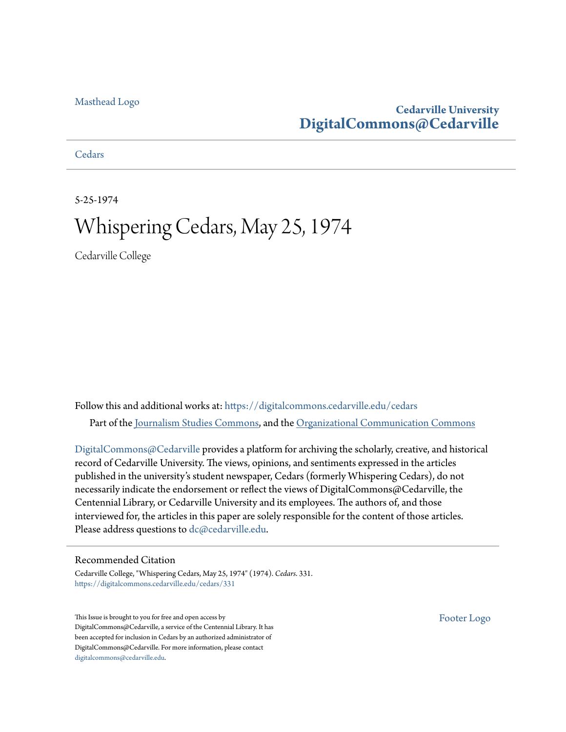Masthead Logo

**Cedarville University**
**DigitalCommons@Cedarville**

Cedars

5-25-1974

# Whispering Cedars, May 25, 1974

Cedarville College

Follow this and additional works at: https://digitalcommons.cedarville.edu/cedars

Part of the Journalism Studies Commons, and the Organizational Communication Commons

DigitalCommons@Cedarville provides a platform for archiving the scholarly, creative, and historical record of Cedarville University. The views, opinions, and sentiments expressed in the articles published in the university's student newspaper, Cedars (formerly Whispering Cedars), do not necessarily indicate the endorsement or reflect the views of DigitalCommons@Cedarville, the Centennial Library, or Cedarville University and its employees. The authors of, and those interviewed for, the articles in this paper are solely responsible for the content of those articles. Please address questions to dc@cedarville.edu.

## Recommended Citation

Cedarville College, "Whispering Cedars, May 25, 1974" (1974). *Cedars*. 331.
https://digitalcommons.cedarville.edu/cedars/331

This Issue is brought to you for free and open access by DigitalCommons@Cedarville, a service of the Centennial Library. It has been accepted for inclusion in Cedars by an authorized administrator of DigitalCommons@Cedarville. For more information, please contact digitalcommons@cedarville.edu.

Footer Logo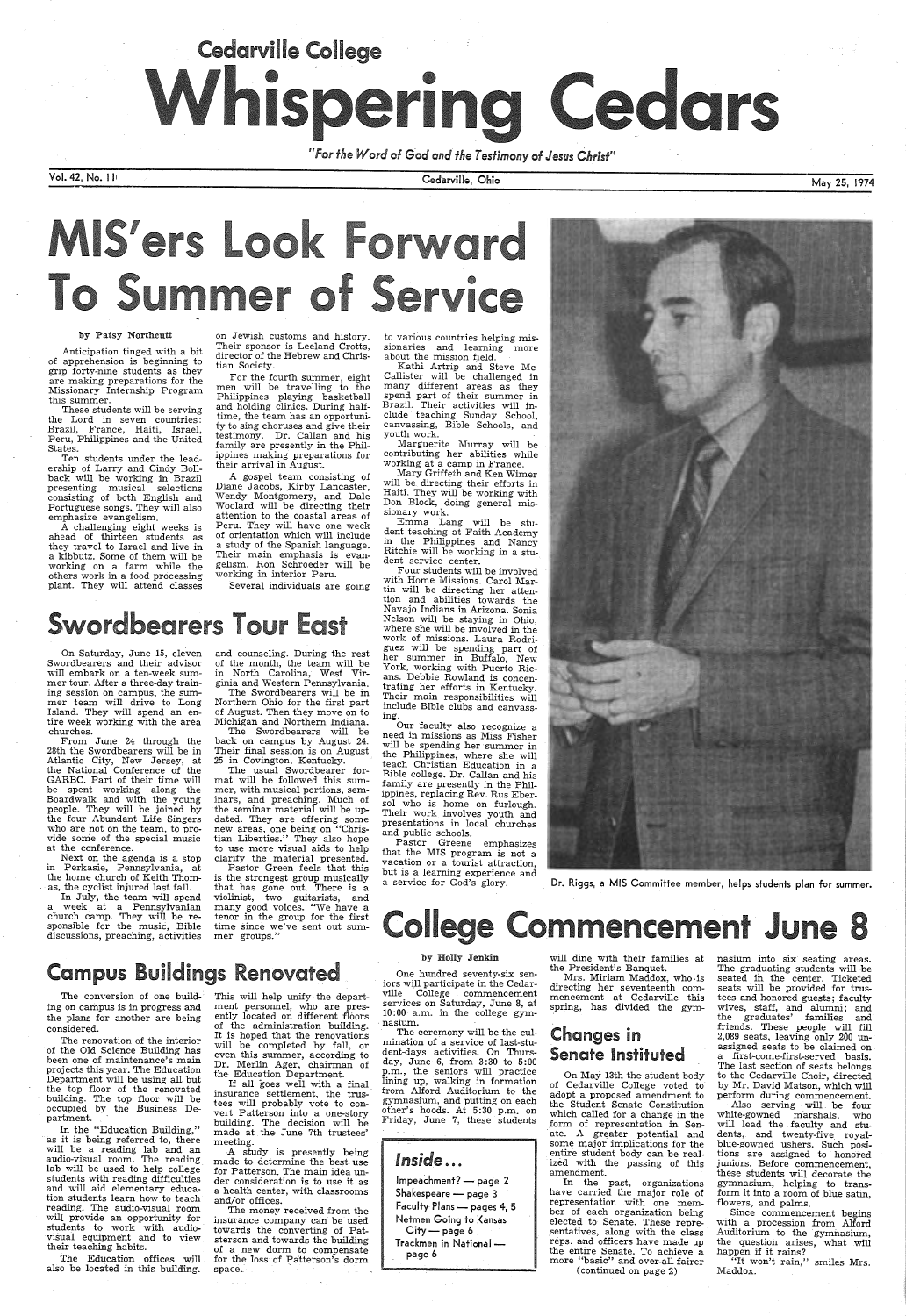Cedarville College

# Whispering Cedars

*"For the Word of God and the Testimony of Jesus Christ"*

Vol. 42, No. 11 — Cedarville, Ohio — May 25, 1974

# MIS'ers Look Forward To Summer of Service

by Patsy Northcutt

Anticipation tinged with a bit of apprehension is beginning to grip forty-nine students as they are making preparations for the Missionary Internship Program this summer.

These students will be serving the Lord in seven countries: Brazil, France, Haiti, Israel, Peru, Philippines and the United States.

Ten students under the leadership of Larry and Cindy Bollback will be working in Brazil presenting musical selections consisting of both English and Portuguese songs. They will also emphasize evangelism.

A challenging eight weeks is ahead of thirteen students as they travel to Israel and live in a kibbutz. Some of them will be working on a farm while the others work in a food processing plant. They will attend classes on Jewish customs and history. Their sponsor is Leeland Crotts, director of the Hebrew and Christian Society.

For the fourth summer, eight men will be travelling to the Philippines playing basketball and holding clinics. During halftime, the team has an opportunity to sing choruses and give their testimony. Dr. Callan and his family are presently in the Philippines making preparations for their arrival in August.

A gospel team consisting of Diane Jacobs, Kirby Lancaster, Wendy Montgomery, and Dale Woolard will be directing their attention to the coastal areas of Peru. They will have one week of orientation which will include a study of the Spanish language. Their main emphasis is evangelism. Ron Schroeder will be working in interior Peru.

Several individuals are going to various countries helping missionaries and learning more about the mission field.

Kathi Artrip and Steve McCallister will be challenged in many different areas as they spend part of their summer in Brazil. Their activities will include teaching Sunday School, canvassing, Bible Schools, and youth work.

Marguerite Murray will be contributing her abilities while working at a camp in France.

Mary Griffeth and Ken Wimer will be directing their efforts in Haiti. They will be working with Don Block, doing general missionary work.

Emma Lang will be student teaching at Faith Academy in the Philippines and Nancy Ritchie will be working in a student service center.

Four students will be involved with Home Missions. Carol Martin will be directing her attention and abilities towards the Navajo Indians in Arizona. Sonia Nelson will be staying in Ohio, where she will be involved in the work of missions. Laura Rodriguez will be spending part of her summer in Buffalo, New York, working with Puerto Ricans. Debbie Rowland is concentrating her efforts in Kentucky. Their main responsibilities will include Bible clubs and canvassing.

Our faculty also recognize a need in missions as Miss Fisher will be spending her summer in the Philippines, where she will teach Christian Education in a Bible college. Dr. Callan and his family are presently in the Philippines, replacing Rev. Rus Ebersol who is home on furlough. Their work involves youth and presentations in local churches and public schools.

Pastor Greene emphasizes that the MIS program is not a vacation or a tourist attraction, but is a learning experience and a service for God's glory.

Dr. Riggs, a MIS Committee member, helps students plan for summer.

## Swordbearers Tour East

On Saturday, June 15, eleven Swordbearers and their advisor will embark on a ten-week summer tour. After a three-day training session on campus, the summer team will drive to Long Island. They will spend an entire week working with the area churches.

From June 24 through the 28th the Swordbearers will be in Atlantic City, New Jersey, at the National Conference of the GARBC. Part of their time will be spent working along the Boardwalk and with the young people. They will be joined by the four Abundant Life Singers who are not on the team, to provide some of the special music at the conference.

Next on the agenda is a stop in Perkasie, Pennsylvania, at the home church of Keith Thomas, the cyclist injured last fall.

In July, the team will spend a week at a Pennsylvanian church camp. They will be responsible for the music, Bible discussions, preaching, activities and counseling. During the rest of the month, the team will be in North Carolina, West Virginia and Western Pennsylvania.

The Swordbearers will be in Northern Ohio for the first part of August. Then they move on to Michigan and Northern Indiana.

The Swordbearers will be back on campus by August 24. Their final session is on August 25 in Covington, Kentucky.

The usual Swordbearer format will be followed this summer, with musical portions, seminars, and preaching. Much of the seminar material will be updated. They are offering some new areas, one being on "Christian Liberties." They also hope to use more visual aids to help clarify the material presented.

Pastor Green feels that this is the strongest group musically that has gone out. There is a violinist, two guitarists, and many good voices. "We have a tenor in the group for the first time since we've sent out summer groups."

## Campus Buildings Renovated

The conversion of one building on campus is in progress and the plans for another are being considered.

The renovation of the interior of the Old Science Building has been one of maintenance's main projects this year. The Education Department will be using all but the top floor of the renovated building. The top floor will be occupied by the Business Department.

In the "Education Building," as it is being referred to, there will be a reading lab and an audio-visual room. The reading lab will be used to help college students with reading difficulties and will aid elementary education students learn how to teach reading. The audio-visual room will provide an opportunity for students to work with audio-visual equipment and to view their teaching habits.

The Education offices will also be located in this building. This will help unify the department personnel, who are presently located on different floors of the administration building.

It is hoped that the renovations will be completed by fall, or even this summer, according to Dr. Merlin Ager, chairman of the Education Department.

If all goes well with a final insurance settlement, the trustees will probably vote to convert Patterson into a one-story building. The decision will be made at the June 7th trustees' meeting.

A study is presently being made to determine the best use for Patterson. The main idea under consideration is to use it as a health center, with classrooms and/or offices.

The money received from the insurance company can be used towards the converting of Patterson and towards the building of a new dorm to compensate for the loss of Patterson's dorm space.

# College Commencement June 8

by Holly Jenkin

One hundred seventy-six seniors will participate in the Cedarville College commencement services on Saturday, June 8, at 10:00 a.m. in the college gymnasium.

The ceremony will be the culmination of a service of last-student-days activities. On Thursday, June 6, from 3:30 to 5:00 p.m., the seniors will practice lining up, walking in formation from Alford Auditorium to the gymnasium, and putting on each other's hoods. At 5:30 p.m. on Friday, June 7, these students will dine with their families at the President's Banquet.

Mrs. Miriam Maddox, who is directing her seventeenth commencement at Cedarville this spring, has divided the gymnasium into six seating areas. The graduating students will be seated in the center. Ticketed seats will be provided for trustees and honored guests; faculty wives, staff, and alumni; and the graduates' families and friends. These people will fill 2,089 seats, leaving only 200 unassigned seats to be claimed on a first-come-first-served basis. The last section of seats belongs to the Cedarville Choir, directed by Mr. David Matson, which will perform during commencement.

Also serving will be four white-gowned marshals, who will lead the faculty and students, and twenty-five royal-blue-gowned ushers. Such positions are assigned to honored juniors. Before commencement, these students will decorate the gymnasium, helping to transform it into a room of blue satin, flowers, and palms.

Since commencement begins with a procession from Alford Auditorium to the gymnasium, the question arises, what will happen if it rains?

"It won't rain," smiles Mrs. Maddox.

## Changes in Senate Instituted

On May 13th the student body of Cedarville College voted to adopt a proposed amendment to the Student Senate Constitution which called for a change in the form of representation in Senate. A greater potential and some major implications for the entire student body can be realized with the passing of this amendment.

In the past, organizations have carried the major role of representation with one member of each organization being elected to Senate. These representatives, along with the class reps. and officers have made up the entire Senate. To achieve a more "basic" and over-all fairer

(continued on page 2)

**Inside...**

- Impeachment? — page 2
- Shakespeare — page 3
- Faculty Plans — pages 4, 5
- Netmen Going to Kansas City — page 6
- Trackmen in National — page 6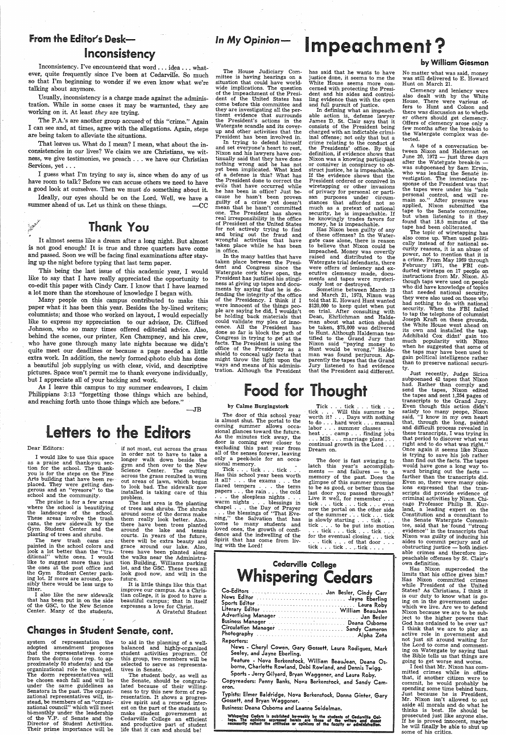## From the Editor's Desk—

# Inconsistency

Inconsistency. I've encountered that word . . . idea . . . whatever, quite frequently since I've been at Cedarville. So much so that I'm beginning to wonder if we even know what we're talking about anymore.

Usually, inconsistency is a charge made against the administration. While in some cases it may be warranted, they are working on it. At least *they* are trying.

The P.A.'s are another group accused of this "crime." Again I can see and, at times, agree with the allegations. Again, steps are being taken to alleviate the situations.

That leaves us. What do I mean? I mean, what about the inconsistencies in *our* lives? We claim we are Christians, we witness, we give testimonies, we preach . . . we have our Christian Services, yet . . .

I guess what I'm trying to say is, since when do any of us have room to talk? Before we can accuse others we need to have a good look at ourselves. Then we must *do* something about it.

Ideally, our eyes should be on the Lord. Well, we have a summer ahead of us. Let us think on these things. —CC

# Thank You

It almost seems like a dream after a long night. But almost is not good enough! It is true and three quarters have come and passed. Soon we will be facing final examinations after staying up the night before typing that last term paper.

This being the last issue of this academic year, I would like to say that I have really appreciated the opportunity to co-edit this paper with Cindy Carr. I know that I have learned a lot more than the storehouse of knowledge I began with.

Many people on this campus contributed to make this paper what it has been this year. Besides the by-lined writers; columnists; and those who worked on layout, I would especially like to express my appreciation to our advisor, Dr. Clifford Johnson, who so many times offered editorial advice. Also, behind the scenes, our printer, Ken Champney, and his crew, who have gone through many late nights because we didn't quite meet our deadlines or because a page needed a little extra work. In addition, the newly formed photo club has done a beautiful job supplying us with clear, vivid, and descriptive pictures. Space won't permit me to thank everyone individually, but I appreciate all of your backing and work.

As I leave this campus to my summer endeavors, I claim Philippians 3:13 "forgetting those things which are behind, and reaching forth unto those things which are before." —JB

# Letters to the Editors

Dear Editors:

I would like to use this space as a praise and thank-you section for the school. The thank-you is for the steps on the Fine Arts building that have been replaced. They were getting dangerous and an "eyesore" to the school and the community.

The praise is for a few areas where the school is beautifying the landscape of the school. These areas involve the trash cans, the new sidewalk by the Gym Student Center and the planting of trees and shrubs.

The new trash cans are painted in the school colors and look a lot better than the "traditional" white ones. I would like to suggest more than just the ones at the post office and the Gym Student Center parking lot. If more are around, possibly there would be less urge to litter.

I also like the new sidewalk that has been put in on the side of the GSC, to the New Science Center. Many of the students, if not most, cut across the grass in order not to have to take a longer walk down beside the gym and then over to the New Science Center. The cutting across the grass resulted in worn out areas of lawn, which began to look bad. The sidewalk now installed is taking care of this problem.

The last area is the planting of trees and shrubs. The shrubs around some of the dorms make them really look better. Also, there have been trees planted around the lake and tennis courts. In years of the future, there will be extra beauty and grace around our lake. Also, trees have been planted along the walks near the Administration Building, Williams parking lot, and the GSC. These trees all look good now, and will in the future.

It is little things like this that improve our campus. As a Christian college, it is good to have a beautiful campus; that in itself expresses a love for Christ.

A Grateful Student

## Changes in Student Senate, cont.

system of representation the adopted amendment proposes that the representatives come from the dorms (one rep. to approximately 50 students) and the organizational role be changed. The dorm representatives will be chosen each fall and will be under the same guidelines as Senators in the past. The organizational representatives will, instead, be members of an "organizational council" which will meet bi-monthly under the leadership of the V.P. of Senate and the Director of Student Activities. Their prime importance will be to aid in the planning of a well-balanced and highly-organized student activities program. Of this group, two members will be selected to serve as representatives in Senate.

The student body, as well as the Senate, should be congratulated because of their willingness to try this new form of representation. It shows a progressive spirit and a renewed interest on the part of the students to make student government at Cedarville College an efficient and productive part of student life that it can and should be!

## In My Opinion—

# Impeachment?

**by William Giesman**

The House Judiciary Committee is having hearings on a situation that could have world-wide implications. The question of the impeachment of the President of the United States has come before this committee and they are investigating all the pertinent evidence that surrounds the President's actions in the Watergate scandle and its cover-up and other activities that the President has been involved in.

In trying to defend himself and set everyone's heart to rest, Nixon and his lawyers have continually said that they have done nothing wrong and he has not yet been implicated. What kind of a defense is this? What has the President done to correct the evils that have occurred while he has been in office? Just because he hasn't been proven guilty of a crime yet doesn't mean that he hasn't committed one. The President has shown real irresponsibility in the office of President of the United States for not actively trying to find and bring out the fraud and wrongful activities that have taken place while he has been in office.

In the many battles that have taken place between the President and Congress since the Watergate cover blew open, the President has justified his stinginess at giving up tapes and documents by saying that he is defending the integrity of the office of the Presidency. I think if I were innocent of the things people are saying he did, I wouldn't be holding back materials that could validate my plea of innocence. All the President has done so far is block the path of Congress in trying to get at the facts. The President is using the office of the Presidency as a shield to conceal ugly facts that might throw the light upon the ways and means of his administration. Although the President has said that he wants to have justice done, it seems to me the White House seems more concerned with protecting the President and his aides and controlling evidence than with the open and full pursuit of justice.

In defining what an impeachable action is, defense lawyer James D. St. Clair says that it consists of the President being charged with an indictable criminal offense; not only that but a crime relating to the conduct of the Presidents' office. By this definition, if evidence shows that Nixon was a knowing participant or conniver in conspiracy to obstruct justice, he is impeachable. If the evidence shows that the President ordered or connived in wiretapping or other invasions of privacy for personal or partisan purposes under circumstances that afforded not so much as a pretext of national security, he is impeachable. If he knowingly trades favors for money, he is impeachable.

Has Nixon been guilty of any of these offenses? In the Watergate case alone, there is reason to believe that Nixon could be impeached. Money was covertly raised and distributed to the Watergate trial defendants, there were offers of leniency and executive clemency made, documents and tapes were mysteriously lost or destroyed.

Sometime between March 13 and March 21, 1973, Nixon was told that E. Howard Hunt wanted $120,000 to keep quiet when put on trial. After consulting with Dean, Ehrlichman and Haldeman about what action should be taken, $75,000 was delivered to Hunt. Although Haldeman testified to the Grand Jury that Nixon said "paying money to Hunt would be wrong," Haldeman was found perjurous. Apparently the tapes that the Grand Jury listened to had evidence that the President said different. No matter what was said, money was still delivered to E. Howard Hunt on March 21.

Clemency and leniency were also dealt with by the White House. There were various offers to Hunt and Colson and there was discussion as to whether others should get clemency. Offers of clemency arose only a few months after the break-in to the Watergate complex was detected.

A tape of a conversation between Nixon and Haldeman on June 20, 1972 — just three days after the Watergate break-in — was subpoenaed by Sam Ervin, who was leading the Senate investigation. The immediate response of the President was that the tapes were under his "sole personal control, and will remain so." After pressure was applied, Nixon submitted the tape to the Senate committee, but when listening to it they found that 18.5 minutes of the tape had been obliterated.

The topic of wiretapping has also come up. When used politically instead of for national security reasons, it is an abuse of power, not to mention that it is a crime. From May 1969 through February 1971, the FBI conducted wiretaps on 17 people on instructions from Mr. Nixon. Although taps were used on people who did have knowledge of topics that needed national security, they were also used on those who had nothing to do with national security. When the FBI failed to tap the telephone of columnist Joseph Kraft on these grounds, the White House went ahead on its own and installed the tap. Archibald Cox didn't gain too much popularity with Nixon when he suggested that some of the taps may have been used to gain political intelligence rather than to preserve national security.

Just recently, Judge Sirica subpoenaed 42 tapes that Nixon had. Rather than comply and send the tapes, Nixon edited the tapes and sent 1,254 pages of transcripts to the Grand Jury. Even though this action didn't satisfy too many people, Nixon said, "I know in my own heart that, through the long, painful and difficult process revealed in these transcripts, I was trying in that period to discover what was right and to do what was right." Once again it seems like Nixon is trying to save his job rather than find out the facts. The tapes would have gone a long way toward bringing out the facts — farther than the transcripts did. Even so, there were many opinions expressed that the transcripts did provide evidence of criminal activities by Nixon. Chicago Professor Philip B. Kurland, a leading expert on the Constitution and a consultant to the Senate Watergate Committee, said that he found "strong evidence" in the transcripts that Nixon was guilty of inducing his aides to commit perjury and of obstructing justice — both indictable crimes and therefore impeachable offenses by St. Clair's own definition.

Has Nixon superceded the limits that his office gives him? Has Nixon committed crimes while President of the United States? As Christians, I think it is our duty to know what is going on in the government under which we live. Are we to defend Nixon because we are to be subject to the higher powers that God has ordained to be over us? I think that we are to play an active role in government and not just sit around waiting for the Lord to come and commenting on Watergate by saying that the Bible tells us that things are going to get worse and worse.

I feel that Mr. Nixon has committed crimes while in office that, if another citizen were to commit, he would probably be spending some time behind bars. Just because he is President, Mr. Nixon isn't allowed to set aside all morals and do what he thinks is best. He should be prosecuted just like anyone else. If he is proved innocent, maybe he will finally be able to shut up some of his critics.

# Food for Thought

**by Calme Burgingstork**

The door of this school year is almost shut. The portal to the coming summer allows occasional glances toward the future. As the minutes tick away, the door is coming ever closer to excluding this past year from all of the senses forever, leaving only a peek-hole for an occasional memory.

Tick . . . tick . . . tick . . . Has this school year been worth it all? . . . the exams . . . the flared tempers . . . the term papers . . . the rain . . . the cold . . . the sleepless nights . . . warm nights . . . blessings in chapel . . . the Day of Prayer . . . the blessings of "That Evening," the Salvation that has come to many students and loved ones, the growth of confidence and the indwelling of the Spirit that has come from living with the Lord!

Tick . . . tick . . . tick . . . tick . . . Will this summer be worth it? . . . Days with nothing to do . . . hard work . . . manual labor . . . summer classes . . . heat . . . camp . . . finding jobs . . . MIS . . . marriage plans . . . continual growth in the Lord . . . Dream on.

The door is fast swinging to latch this year's accomplishments — and failures — to a memory of the past. Does the glimpse of this summer promise to be as good, or better than the last door you passed through? Live it well, for remember . . . tick . . . tick . . . tick . . . even now the portal on the other side of the summer . . . tick . . . tick is slowly starting . . . tick . . . tick . . . to be put into motion . . . tick . . . tick . . . tick . . . for the eventual closing . . . tick . . . tick . . . of that door . . . tick . . . tick . . . tick . . .

---

Cedarville College

# Whispering Cedars

Co-Editors . . . Jan Besler, Cindy Carr
News Editor . . . Jayne Eberling
Sports Editor . . . Laura Roby
Literary Editor . . . William BeauJean
Advertising Manager . . . Jan Besler
Business Manager . . . Deana Osborne
Circulation Manager . . . Sandy Cameron
Photography . . . Alpha Zeta

Reporters:

News - Cheryl Cowen, Gary Gossett, Laura Rodiguez, Mark Seeley, and Jayne Eberling.

Feature - Nova Berkenstock, William BeauJean, Deana Osborne, Charlotte Rowland, Debi Rowland, and Dennis Twigg.

Sports - Jerry Gilyard, Bryan Waggoner, and Laura Roby.

Copyreaders: Penny Banks, Nova Berkenstock, and Sandy Cameron.

Typists: Elmer Baldridge, Nova Berkenstock, Donna Ginter, Gary Gossett, and Bryan Waggoner.

Business: Deana Osborne and Leanne Seidelman.

**Whispering Cedars is published by-weekly by the students of Cedarville College. The opinions expressed herein are those of the writers and donot necessarily reflect the attitudes or opinions of the faculty or administration.**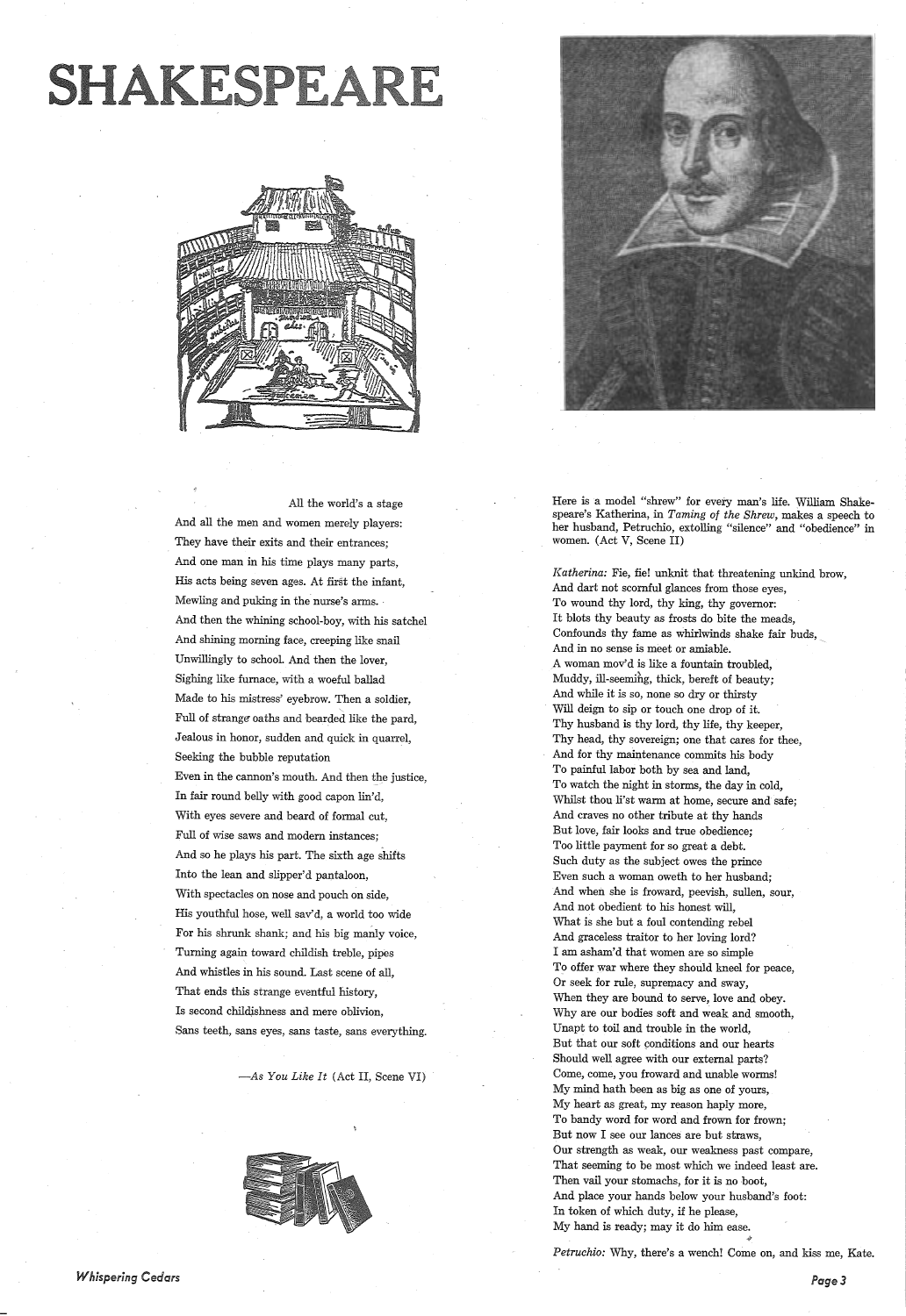# SHAKESPEARE

All the world's a stage
And all the men and women merely players:
They have their exits and their entrances;
And one man in his time plays many parts,
His acts being seven ages. At first the infant,
Mewling and puking in the nurse's arms.
And then the whining school-boy, with his satchel
And shining morning face, creeping like snail
Unwillingly to school. And then the lover,
Sighing like furnace, with a woeful ballad
Made to his mistress' eyebrow. Then a soldier,
Full of strange oaths and bearded like the pard,
Jealous in honor, sudden and quick in quarrel,
Seeking the bubble reputation
Even in the cannon's mouth. And then the justice,
In fair round belly with good capon lin'd,
With eyes severe and beard of formal cut,
Full of wise saws and modern instances;
And so he plays his part. The sixth age shifts
Into the lean and slipper'd pantaloon,
With spectacles on nose and pouch on side,
His youthful hose, well sav'd, a world too wide
For his shrunk shank; and his big manly voice,
Turning again toward childish treble, pipes
And whistles in his sound. Last scene of all,
That ends this strange eventful history,
Is second childishness and mere oblivion,
Sans teeth, sans eyes, sans taste, sans everything.

—*As You Like It* (Act II, Scene VI)

Here is a model "shrew" for every man's life. William Shakespeare's Katherina, in *Taming of the Shrew*, makes a speech to her husband, Petruchio, extolling "silence" and "obedience" in women. (Act V, Scene II)

*Katherina:* Fie, fie! unknit that threatening unkind brow,
And dart not scornful glances from those eyes,
To wound thy lord, thy king, thy governor:
It blots thy beauty as frosts do bite the meads,
Confounds thy fame as whirlwinds shake fair buds,
And in no sense is meet or amiable.
A woman mov'd is like a fountain troubled,
Muddy, ill-seeming, thick, bereft of beauty;
And while it is so, none so dry or thirsty
Will deign to sip or touch one drop of it.
Thy husband is thy lord, thy life, thy keeper,
Thy head, thy sovereign; one that cares for thee,
And for thy maintenance commits his body
To painful labor both by sea and land,
To watch the night in storms, the day in cold,
Whilst thou li'st warm at home, secure and safe;
And craves no other tribute at thy hands
But love, fair looks and true obedience;
Too little payment for so great a debt.
Such duty as the subject owes the prince
Even such a woman oweth to her husband;
And when she is froward, peevish, sullen, sour,
And not obedient to his honest will,
What is she but a foul contending rebel
And graceless traitor to her loving lord?
I am asham'd that women are so simple
To offer war where they should kneel for peace,
Or seek for rule, supremacy and sway,
When they are bound to serve, love and obey.
Why are our bodies soft and weak and smooth,
Unapt to toil and trouble in the world,
But that our soft conditions and our hearts
Should well agree with our external parts?
Come, come, you froward and unable worms!
My mind hath been as big as one of yours,
My heart as great, my reason haply more,
To bandy word for word and frown for frown;
But now I see our lances are but straws,
Our strength as weak, our weakness past compare,
That seeming to be most which we indeed least are.
Then vail your stomachs, for it is no boot,
And place your hands below your husband's foot:
In token of which duty, if he please,
My hand is ready; may it do him ease.

*Petruchio:* Why, there's a wench! Come on, and kiss me, Kate.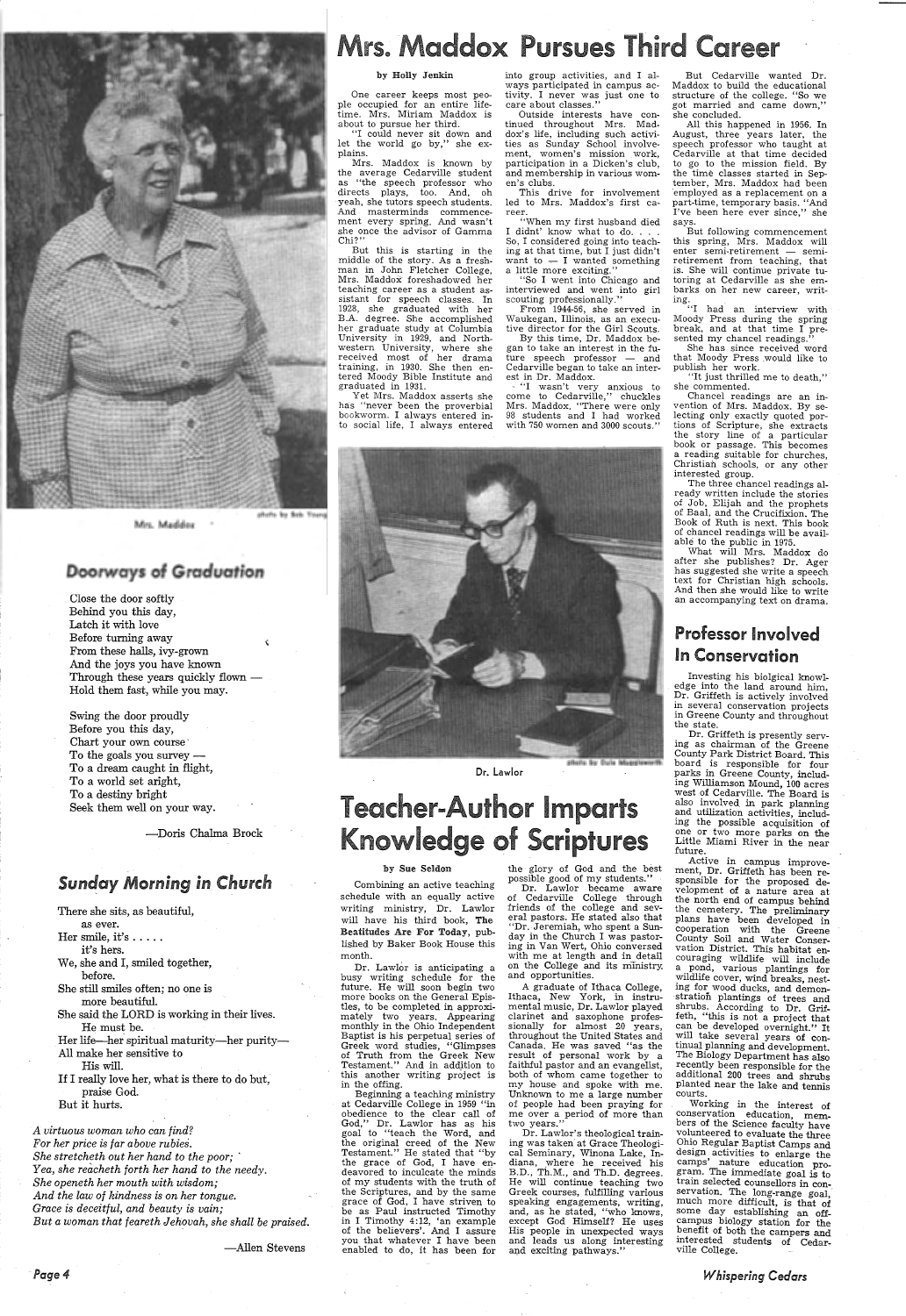# Mrs. Maddox Pursues Third Career

**by Holly Jenkin**

One career keeps most people occupied for an entire lifetime. Mrs. Miriam Maddox is about to pursue her third.

"I could never sit down and let the world go by," she explains.

Mrs. Maddox is known by the average Cedarville student as "the speech professor who directs plays, too. And, oh yeah, she tutors speech students. And masterminds commencement every spring. And wasn't she once the advisor of Gamma Chi?"

But this is starting in the middle of the story. As a freshman in John Fletcher College, Mrs. Maddox foreshadowed her teaching career as a student assistant for speech classes. In 1928, she graduated with her B.A. degree. She accomplished her graduate study at Columbia University in 1929, and Northwestern University, where she received most of her drama training, in 1930. She then entered Moody Bible Institute and graduated in 1931.

Yet Mrs. Maddox asserts she has "never been the proverbial bookworm. I always entered into social life, I always entered into group activities, and I always participated in campus activity. I never was just one to care about classes."

Outside interests have continued throughout Mrs. Maddox's life, including such activities as Sunday School involvement, women's mission work, participation in a Dicken's club, and membership in various women's clubs.

This drive for involvement led to Mrs. Maddox's first career.

"When my first husband died I didn't know what to do. . . . So, I considered going into teaching at that time, but I just didn't want to — I wanted something a little more exciting."

"So I went into Chicago and interviewed and went into girl scouting professionally."

From 1944-56, she served in Waukegan, Illinois, as an executive director for the Girl Scouts.

By this time, Dr. Maddox began to take an interest in the future speech professor — and Cedarville began to take an interest in Dr. Maddox.

"I wasn't very anxious to come to Cedarville," chuckles Mrs. Maddox. "There were only 98 students and I had worked with 750 women and 3000 scouts."

But Cedarville wanted Dr. Maddox to build the educational structure of the college. "So we got married and came down," she concluded.

All this happened in 1956. In August, three years later, the speech professor who taught at Cedarville at that time decided to go to the mission field. By the time classes started in September, Mrs. Maddox had been employed as a replacement on a part-time, temporary basis. "And I've been here ever since," she says.

But following commencement this spring, Mrs. Maddox will enter semi-retirement — semi-retirement from teaching, that is. She will continue private tutoring at Cedarville as she embarks on her new career, writing.

"I had an interview with Moody Press during the spring break, and at that time I presented my chancel readings."

She has since received word that Moody Press would like to publish her work.

"It just thrilled me to death," she commented.

Chancel readings are an invention of Mrs. Maddox. By selecting only exactly quoted portions of Scripture, she extracts the story line of a particular book or passage. This becomes a reading suitable for churches, Christian schools, or any other interested group.

The three chancel readings already written include the stories of Job, Elijah and the prophets of Baal, and the Crucifixion. The Book of Ruth is next. This book of chancel readings will be available to the public in 1975.

What will Mrs. Maddox do after she publishes? Dr. Ager has suggested she write a speech text for Christian high schools. And then she would like to write an accompanying text on drama.

Mrs. Maddox — photo by Bob Young

## Doorways of Graduation

Close the door softly
Behind you this day,
Latch it with love
Before turning away
From these halls, ivy-grown
And the joys you have known
Through these years quickly flown —
Hold them fast, while you may.

Swing the door proudly
Before you this day,
Chart your own course
To the goals you survey —
To a dream caught in flight,
To a world set aright,
To a destiny bright
Seek them well on your way.

—Doris Chalma Brock

## Sunday Morning in Church

There she sits, as beautiful,
as ever.
Her smile, it's . . . . .
it's hers.
We, she and I, smiled together,
before.
She still smiles often; no one is
more beautiful.
She said the LORD is working in their lives.
He must be.
Her life—her spiritual maturity—her purity—
All make her sensitive to
His will.
If I really love her, what is there to do but,
praise God.
But it hurts.

*A virtuous woman who can find?*
*For her price is far above rubies.*
*She stretcheth out her hand to the poor;*
*Yea, she reacheth forth her hand to the needy.*
*She openeth her mouth with wisdom;*
*And the law of kindness is on her tongue.*
*Grace is deceitful, and beauty is vain;*
*But a woman that feareth Jehovah, she shall be praised.*

—Allen Stevens

Dr. Lawlor — photo by Dale Wigglesworth

# Teacher-Author Imparts Knowledge of Scriptures

**by Sue Seldon**

Combining an active teaching schedule with an equally active writing ministry, Dr. Lawlor will have his third book, **The Beatitudes Are For Today**, published by Baker Book House this month.

Dr. Lawlor is anticipating a busy writing schedule for the future. He will soon begin two more books on the General Epistles, to be completed in approximately two years. Appearing monthly in the Ohio Independent Baptist is his perpetual series of Greek word studies, "Glimpses of Truth from the Greek New Testament." And in addition to this another writing project is in the offing.

Beginning a teaching ministry at Cedarville College in 1959 "in obedience to the clear call of God," Dr. Lawlor has as his goal to "teach the Word, and the original creed of the New Testament." He stated that "by the grace of God, I have endeavored to inculcate the minds of my students with the truth of the Scriptures, and by the same grace of God, I have striven to be as Paul instructed Timothy in I Timothy 4:12, 'an example of the believers'. And I assure you that whatever I have been enabled to do, it has been for the glory of God and the best possible good of my students."

Dr. Lawlor became aware of Cedarville College through friends of the college and several pastors. He stated also that "Dr. Jeremiah, who spent a Sunday in the Church I was pastoring in Van Wert, Ohio conversed with me at length and in detail on the College and its ministry and opportunities.

A graduate of Ithaca College, Ithaca, New York, in instrumental music, Dr. Lawlor played clarinet and saxophone professionally for almost 20 years, throughout the United States and Canada. He was saved "as the result of personal work by a faithful pastor and an evangelist, both of whom came together to my house and spoke with me. Unknown to me a large number of people had been praying for me over a period of more than two years."

Dr. Lawlor's theological training was taken at Grace Theological Seminary, Winona Lake, Indiana, where he received his B.D., Th.M., and Th.D. degrees. He will continue teaching two Greek courses, fulfilling various speaking engagements, writing, and, as he stated, "who knows, except God Himself? He uses His people in unexpected ways and leads us along interesting and exciting pathways."

## Professor Involved In Conservation

Investing his biolgical knowledge into the land around him, Dr. Griffeth is actively involved in several conservation projects in Greene County and throughout the state.

Dr. Griffeth is presently serving as chairman of the Greene County Park District Board. This board is responsible for four parks in Greene County, including Williamson Mound, 100 acres west of Cedarville. The Board is also involved in park planning and utilization activities, including the possible acquisition of one or two more parks on the Little Miami River in the near future.

Active in campus improvement, Dr. Griffeth has been responsible for the proposed development of a nature area at the north end of campus behind the cemetery. The preliminary plans have been developed in cooperation with the Greene County Soil and Water Conservation District. This habitat encouraging wildlife will include a pond, various plantings for wildlife cover, wind breaks, nesting for wood ducks, and demonstration plantings of trees and shrubs. According to Dr. Griffeth, "this is not a project that can be developed overnight." It will take several years of continual planning and development. The Biology Department has also recently been responsible for the additional 200 trees and shrubs planted near the lake and tennis courts.

Working in the interest of conservation education, members of the Science faculty have volunteered to evaluate the three Ohio Regular Baptist Camps and design activities to enlarge the camps' nature education program. The immediate goal is to train selected counsellors in conservation. The long-range goal, much more difficult, is that of some day establishing an off-campus biology station for the benefit of both the campers and interested students of Cedarville College.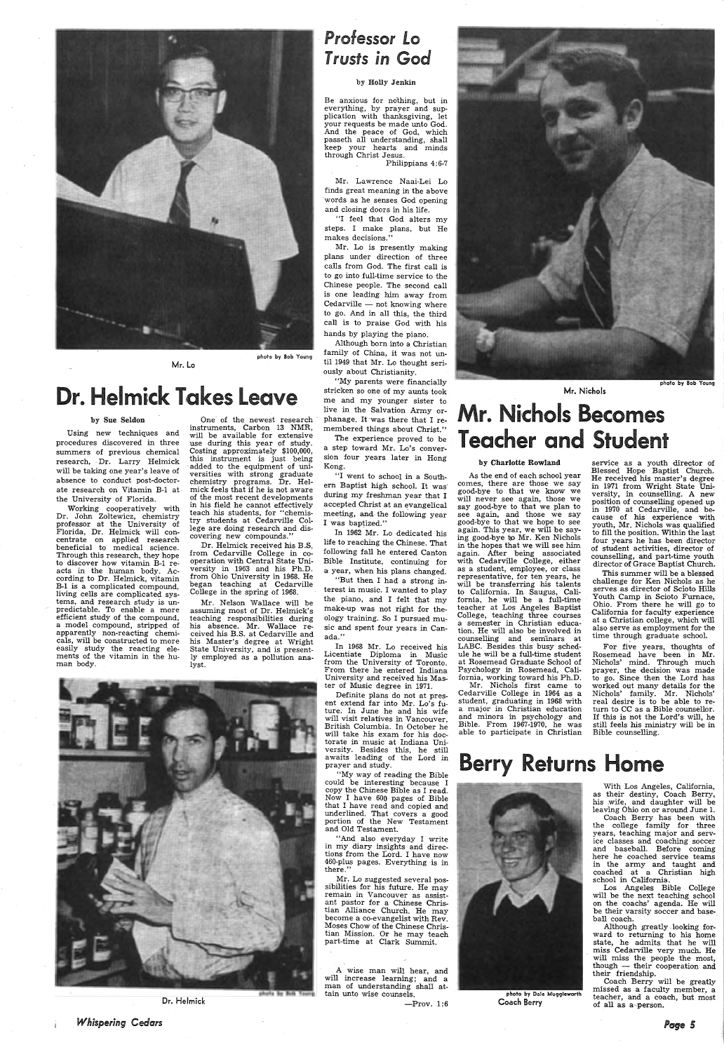Mr. Lo

photo by Bob Young

# Dr. Helmick Takes Leave

by Sue Seldon

Using new techniques and procedures discovered in three summers of previous chemical research, Dr. Larry Helmick will be taking one year's leave of absence to conduct post-doctorate research on Vitamin B-1 at the University of Florida.

Working cooperatively with Dr. John Zoltewicz, chemistry professor at the University of Florida, Dr. Helmick will concentrate on applied research beneficial to medical science. Through this research, they hope to discover how vitamin B-1 reacts in the human body. According to Dr. Helmick, vitamin B-1 is a complicated compound, living cells are complicated systems, and research study is unpredictable. To enable a more efficient study of the compound, a model compound, stripped of apparently non-reacting chemicals, will be constructed to more easily study the reacting elements of the vitamin in the human body.

One of the newest research instruments, Carbon 13 NMR, will be available for extensive use during this year of study. Costing approximately $100,000, this instrument is just being added to the equipment of universities with strong graduate chemistry programs. Dr. Helmick feels that if he is not aware of the most recent developments in his field he cannot effectively teach his students, for "chemistry students at Cedarville College are doing research and discovering new compounds."

Dr. Helmick received his B.S. from Cedarville College in cooperation with Central State University in 1963 and his Ph.D. from Ohio University in 1968. He began teaching at Cedarville College in the spring of 1968.

Mr. Nelson Wallace will be assuming most of Dr. Helmick's teaching responsibilities during his absence. Mr. Wallace received his B.S. at Cedarville and his Master's degree at Wright State University, and is presently employed as a pollution analyst.

Dr. Helmick

photo by Bob Young

# Professor Lo Trusts in God

by Holly Jenkin

Be anxious for nothing, but in everything, by prayer and supplication with thanksgiving, let your requests be made unto God. And the peace of God, which passeth all understanding, shall keep your hearts and minds through Christ Jesus.

Philippians 4:6-7

Mr. Lawrence Naai-Lei Lo finds great meaning in the above words as he senses God opening and closing doors in his life.

"I feel that God alters my steps. I make plans, but He makes decisions."

Mr. Lo is presently making plans under direction of three calls from God. The first call is to go into full-time service to the Chinese people. The second call is one leading him away from Cedarville — not knowing where to go. And in all this, the third call is to praise God with his hands by playing the piano.

Although born into a Christian family of China, it was not until 1949 that Mr. Lo thought seriously about Christianity.

"My parents were financially stricken so one of my aunts took me and my younger sister to live in the Salvation Army orphanage. It was there that I remembered things about Christ."

The experience proved to be a step toward Mr. Lo's conversion four years later in Hong Kong.

"I went to school in a Southern Baptist high school. It was during my freshman year that I accepted Christ at an evangelical meeting, and the following year I was baptized."

In 1962 Mr. Lo dedicated his life to reaching the Chinese. That following fall he entered Canton Bible Institute, continuing for a year, when his plans changed.

"But then I had a strong interest in music. I wanted to play the piano, and I felt that my make-up was not right for the theology training. So I pursued music and spent four years in Canada."

In 1968 Mr. Lo received his Licentiate Diploma in Music from the University of Toronto. From there he entered Indiana University and received his Master of Music degree in 1971.

Definite plans do not at present extend far into Mr. Lo's future. In June he and his wife will visit relatives in Vancouver, British Columbia. In October he will take his exam for his doctorate in music at Indiana University. Besides this, he still awaits leading of the Lord in prayer and study.

"My way of reading the Bible could be interesting because I copy the Chinese Bible as I read. Now I have 600 pages of Bible that I have read and copied and underlined. That covers a good portion of the New Testament and Old Testament.

"And also everyday I write in my diary insights and directions from the Lord. I have now 460-plus pages. Everything is in there."

Mr. Lo suggested several possibilities for his future. He may remain in Vancouver as assistant pastor for a Chinese Christian Alliance Church. He may become a co-evangelist with Rev. Moses Chow of the Chinese Christian Mission. Or he may teach part-time at Clark Summit.

A wise man will hear, and will increase learning; and a man of understanding shall attain unto wise counsels.

—Prov. 1:6

Mr. Nichols

photo by Bob Young

# Mr. Nichols Becomes Teacher and Student

by Charlotte Rowland

As the end of each school year comes, there are those we say good-bye to that we know we will never see again, those we say good-bye to that we plan to see again, and those we say good-bye to that we hope to see again. This year, we will be saying good-bye to Mr. Ken Nichols in the hopes that we will see him again. After being associated with Cedarville College, either as a student, employee, or class representative, for ten years, he will be transferring his talents to California. In Saugus, California, he will be a full-time teacher at Los Angeles Baptist College, teaching three courses a semester in Christian education. He will also be involved in counselling and seminars at LABC. Besides this busy schedule he will be a full-time student at Rosemead Graduate School of Psychology in Rosemead, California, working toward his Ph.D.

Mr. Nichols first came to Cedarville College in 1964 as a student, graduating in 1968 with a major in Christian education and minors in psychology and Bible. From 1967-1970, he was able to participate in Christian service as a youth director of Blessed Hope Baptist Church. He received his master's degree in 1971 from Wright State University, in counselling. A new position of counselling opened up in 1970 at Cedarville, and because of his experience with youth, Mr. Nichols was qualified to fill the position. Within the last four years he has been director of student activities, director of counselling, and part-time youth director of Grace Baptist Church.

This summer will be a blessed challenge for Ken Nichols as he serves as director of Scioto Hills Youth Camp in Scioto Furnace, Ohio. From there he will go to California for faculty experience at a Christian college, which will also serve as employment for the time through graduate school.

For five years, thoughts of Rosemead have been in Mr. Nichols' mind. Through much prayer, the decision was made to go. Since then the Lord has worked out many details for the Nichols' family. Mr. Nichols' real desire is to be able to return to CC as a Bible counsellor. If this is not the Lord's will, he still feels his ministry will be in Bible counselling.

# Berry Returns Home

photo by Dale Muggleworth

Coach Berry

With Los Angeles, California, as their destiny, Coach Berry, his wife, and daughter will be leaving Ohio on or around June 1.

Coach Berry has been with the college family for three years, teaching major and service classes and coaching soccer and baseball. Before coming here he coached service teams in the army and taught and coached at a Christian high school in California.

Los Angeles Bible College will be the next teaching school on the coachs' agenda. He will be their varsity soccer and baseball coach.

Although greatly looking forward to returning to his home state, he admits that he will miss Cedarville very much. He will miss the people the most, though — their cooperation and their friendship.

Coach Berry will be greatly missed as a faculty member, a teacher, and a coach, but most of all as a person.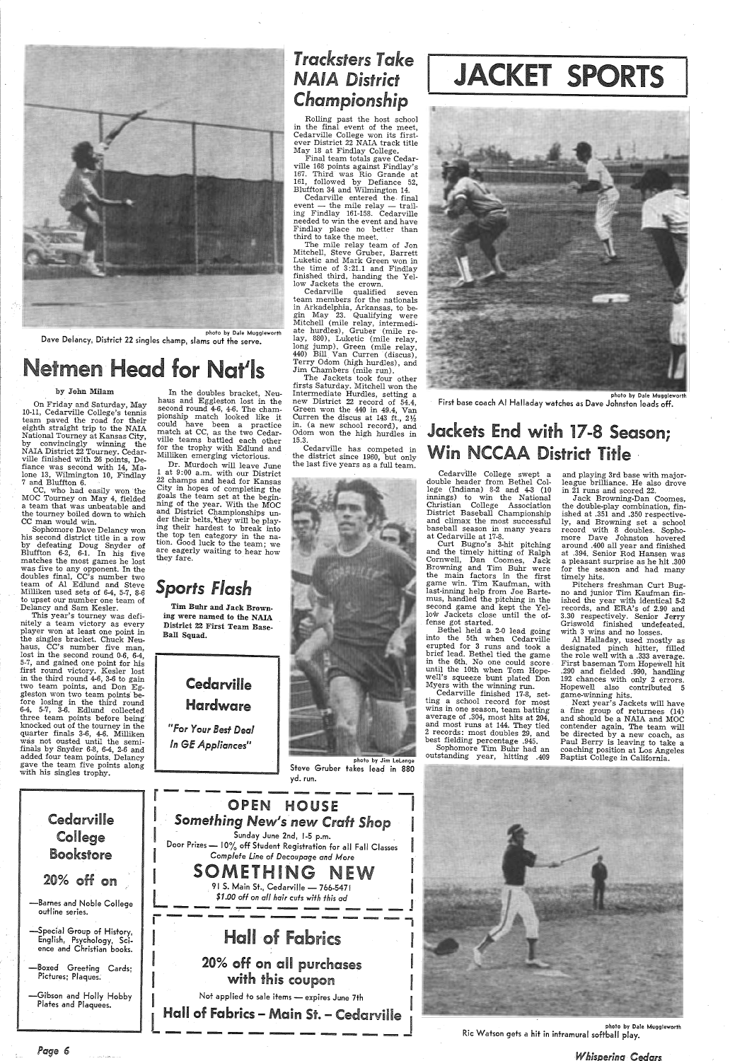# JACKET SPORTS

Dave Delancy, District 22 singles champ, slams out the serve.

photo by Dale Muggleworth

## Netmen Head for Nat'ls

by John Milam

On Friday and Saturday, May 10-11, Cedarville College's tennis team paved the road for their eighth straight trip to the NAIA National Tourney at Kansas City, by convincingly winning the NAIA District 22 Tourney. Cedarville finished with 26 points, Defiance was second with 14, Malone 13, Wilmington 10, Findlay 7 and Bluffton 6.

CC, who had easily won the MOC Tourney on May 4, fielded a team that was unbeatable and the tourney boiled down to which CC man would win.

Sophomore Dave Delancy won his second district title in a row by defeating Doug Snyder of Bluffton 6-2, 6-1. In his five matches the most games he lost was five to any opponent. In the doubles final, CC's number two team of Al Edlund and Steve Milliken used sets of 6-4, 5-7, 8-6 to upset our number one team of Delancy and Sam Kesler.

This year's tourney was definitely a team victory as every player won at least one point in the singles bracket. Chuck Neuhaus, CC's number five man, lost in the second round 0-6, 6-4, 5-7, and gained one point for his first round victory. Kesler lost in the third round 4-6, 3-6 to gain two team points, and Don Eggleston won two team points before losing in the third round 6-4, 5-7, 3-6. Edlund collected three team points before being knocked out of the tourney in the quarter finals 3-6, 4-6. Milliken was not ousted until the semi-finals by Snyder 6-8, 6-4, 2-6 and added four team points. Delancy gave the team five points along with his singles trophy.

In the doubles bracket, Neuhaus and Eggleston lost in the second round 4-6, 4-6. The championship match looked like it could have been a practice match at CC, as the two Cedarville teams battled each other for the trophy with Edlund and Milliken emerging victorious.

Dr. Murdoch will leave June 1 at 9:00 a.m. with our District 22 champs and head for Kansas City in hopes of completing the goals the team set at the beginning of the year. With the MOC and District Championships under their belts, they will be playing their hardest to break into the top ten category in the nation. Good luck to the team; we are eagerly waiting to hear how they fare.

## Tracksters Take NAIA District Championship

Rolling past the host school in the final event of the meet, Cedarville College won its first-ever District 22 NAIA track title May 18 at Findlay College.

Final team totals gave Cedarville 168 points against Findlay's 167. Third was Rio Grande at 161, followed by Defiance 52, Bluffton 34 and Wilmington 14.

Cedarville entered the final event — the mile relay — trailing Findlay 161-158. Cedarville needed to win the event and have Findlay place no better than third to take the meet.

The mile relay team of Jon Mitchell, Steve Gruber, Barrett Luketic and Mark Green won in the time of 3:21.1 and Findlay finished third, handing the Yellow Jackets the crown.

Cedarville qualified seven team members for the nationals in Arkadelphia, Arkansas, to begin May 23. Qualifying were Mitchell (mile relay, intermediate hurdles), Gruber (mile relay, 880), Luketic (mile relay, long jump), Green (mile relay, 440) Bill Van Curren (discus), Terry Odom (high hurdles), and Jim Chambers (mile run).

The Jackets took four other firsts Saturday. Mitchell won the Intermediate Hurdles, setting a new District 22 record of 54.4. Green won the 440 in 49.4, Van Curren the discus at 143 ft., 2½ in. (a new school record), and Odom won the high hurdles in 15.3.

Cedarville has competed in the district since 1960, but only the last five years as a full team.

## Sports Flash

**Tim Buhr and Jack Browning were named to the NAIA District 22 First Team Base-Ball Squad.**

**Cedarville Hardware**

*"For Your Best Deal In GE Appliances"*

Steve Gruber takes lead in 880 yd. run.

photo by Jim LeLange

First base coach Al Halladay watches as Dave Johnston leads off.

photo by Dale Muggleworth

## Jackets End with 17-8 Season; Win NCCAA District Title

Cedarville College swept a double header from Bethel College (Indiana) 8-2 and 4-3 (10 innings) to win the National Christian College Association District Baseball Championship and climax the most successful baseball season in many years at Cedarville at 17-8.

Curt Bugno's 3-hit pitching and the timely hitting of Ralph Cornwell, Dan Coomes, Jack Browning and Tim Buhr were the main factors in the first game win. Tim Kaufman, with last-inning help from Joe Bartemus, handled the pitching in the second game and kept the Yellow Jackets close until the offense got started.

Bethel held a 2-0 lead going into the 5th when Cedarville erupted for 3 runs and took a brief lead. Bethel tied the game in the 6th. No one could score until the 10th when Tom Hopewell's squeeze bunt plated Don Myers with the winning run.

Cedarville finished 17-8, setting a school record for most wins in one season, team batting average of .304, most hits at 204, and most runs at 144. They tied 2 records: most doubles 29, and best fielding percentage .945.

Sophomore Tim Buhr had an outstanding year, hitting .409 and playing 3rd base with major-league brilliance. He also drove in 21 runs and scored 22.

Jack Browning-Dan Coomes, the double-play combination, finished at .351 and .350 respectively, and Browning set a school record with 8 doubles. Sophomore Dave Johnston hovered around .400 all year and finished at .394. Senior Rod Hansen was a pleasant surprise as he hit .300 for the season and had many timely hits.

Pitchers freshman Curt Bugno and junior Tim Kaufman finished the year with identical 5-2 records, and ERA's of 2.90 and 3.30 respectively. Senior Jerry Griswold finished undefeated, with 3 wins and no losses.

Al Halladay, used mostly as designated pinch hitter, filled the role well with a .333 average. First baseman Tom Hopewell hit .290 and fielded .990, handling 192 chances with only 2 errors. Hopewell also contributed 5 game-winning hits.

Next year's Jackets will have a fine group of returnees (14) and should be a NAIA and MOC contender again. The team will be directed by a new coach, as Paul Berry is leaving to take a coaching position at Los Angeles Baptist College in California.

Ric Watson gets a hit in intramural softball play.

photo by Dale Muggleworth

**Cedarville College Bookstore**

**20% off on**

- Barnes and Noble College outline series.
- Special Group of History, English, Psychology, Science and Christian books.
- Boxed Greeting Cards; Pictures; Plaques.
- Gibson and Holly Hobby Plates and Plaquees.

**OPEN HOUSE**

*Something New's new Craft Shop*

Sunday June 2nd, 1-5 p.m.

Door Prizes — 10% off Student Registration for all Fall Classes

Complete Line of Decoupage and More

**SOMETHING NEW**

91 S. Main St., Cedarville — 766-5471

*$1.00 off on all hair cuts with this ad*

**Hall of Fabrics**

**20% off on all purchases with this coupon**

Not applied to sale items — expires June 7th

**Hall of Fabrics – Main St. – Cedarville**